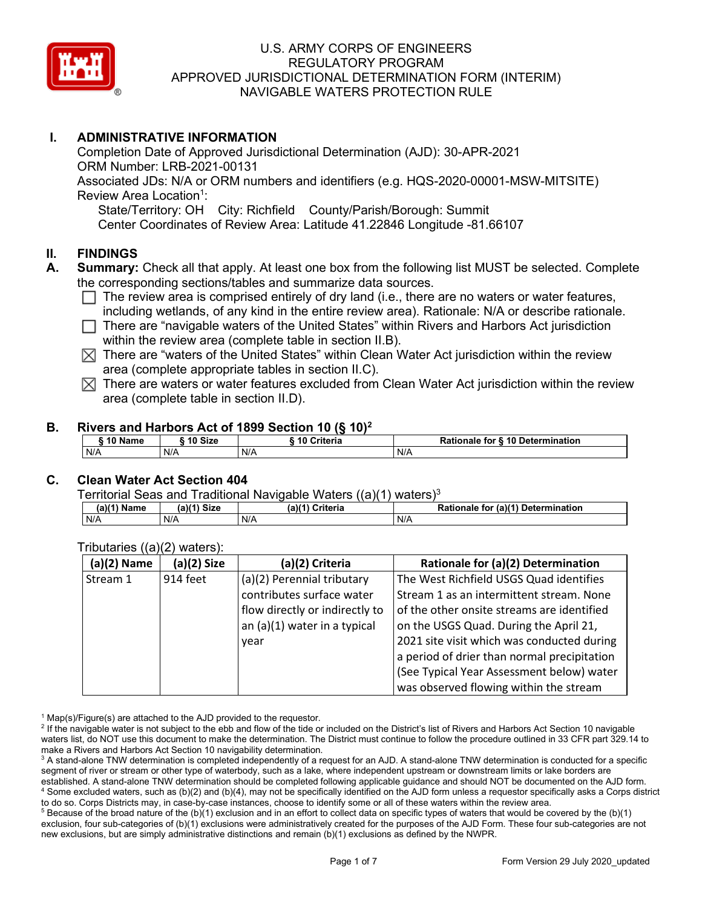# U.S. ARMY CORPS OF ENGINEERS
# REGULATORY PROGRAM
# APPROVED JURISDICTIONAL DETERMINATION FORM (INTERIM)
# NAVIGABLE WATERS PROTECTION RULE

## I. ADMINISTRATIVE INFORMATION

Completion Date of Approved Jurisdictional Determination (AJD): 30-APR-2021
ORM Number: LRB-2021-00131
Associated JDs: N/A or ORM numbers and identifiers (e.g. HQS-2020-00001-MSW-MITSITE)
Review Area Location[1]:
State/Territory: OH City: Richfield County/Parish/Borough: Summit
Center Coordinates of Review Area: Latitude 41.22846 Longitude -81.66107

## II. FINDINGS

**A. Summary:** Check all that apply. At least one box from the following list MUST be selected. Complete the corresponding sections/tables and summarize data sources.

- ☐ The review area is comprised entirely of dry land (i.e., there are no waters or water features, including wetlands, of any kind in the entire review area). Rationale: N/A or describe rationale.
- ☐ There are "navigable waters of the United States" within Rivers and Harbors Act jurisdiction within the review area (complete table in section II.B).
- ☒ There are "waters of the United States" within Clean Water Act jurisdiction within the review area (complete appropriate tables in section II.C).
- ☒ There are waters or water features excluded from Clean Water Act jurisdiction within the review area (complete table in section II.D).

### B. Rivers and Harbors Act of 1899 Section 10 (§ 10)[2]

| § 10 Name | § 10 Size | § 10 Criteria | Rationale for § 10 Determination |
|---|---|---|---|
| N/A | N/A | N/A | N/A |

### C. Clean Water Act Section 404

Territorial Seas and Traditional Navigable Waters ((a)(1) waters)[3]

| (a)(1) Name | (a)(1) Size | (a)(1) Criteria | Rationale for (a)(1) Determination |
|---|---|---|---|
| N/A | N/A | N/A | N/A |

Tributaries ((a)(2) waters):

| (a)(2) Name | (a)(2) Size | (a)(2) Criteria | Rationale for (a)(2) Determination |
|---|---|---|---|
| Stream 1 | 914 feet | (a)(2) Perennial tributary contributes surface water flow directly or indirectly to an (a)(1) water in a typical year | The West Richfield USGS Quad identifies Stream 1 as an intermittent stream. None of the other onsite streams are identified on the USGS Quad. During the April 21, 2021 site visit which was conducted during a period of drier than normal precipitation (See Typical Year Assessment below) water was observed flowing within the stream |

[1] Map(s)/Figure(s) are attached to the AJD provided to the requestor.
[2] If the navigable water is not subject to the ebb and flow of the tide or included on the District's list of Rivers and Harbors Act Section 10 navigable waters list, do NOT use this document to make the determination. The District must continue to follow the procedure outlined in 33 CFR part 329.14 to make a Rivers and Harbors Act Section 10 navigability determination.
[3] A stand-alone TNW determination is completed independently of a request for an AJD. A stand-alone TNW determination is conducted for a specific segment of river or stream or other type of waterbody, such as a lake, where independent upstream or downstream limits or lake borders are established. A stand-alone TNW determination should be completed following applicable guidance and should NOT be documented on the AJD form.
[4] Some excluded waters, such as (b)(2) and (b)(4), may not be specifically identified on the AJD form unless a requestor specifically asks a Corps district to do so. Corps Districts may, in case-by-case instances, choose to identify some or all of these waters within the review area.
[5] Because of the broad nature of the (b)(1) exclusion and in an effort to collect data on specific types of waters that would be covered by the (b)(1) exclusion, four sub-categories of (b)(1) exclusions were administratively created for the purposes of the AJD Form. These four sub-categories are not new exclusions, but are simply administrative distinctions and remain (b)(1) exclusions as defined by the NWPR.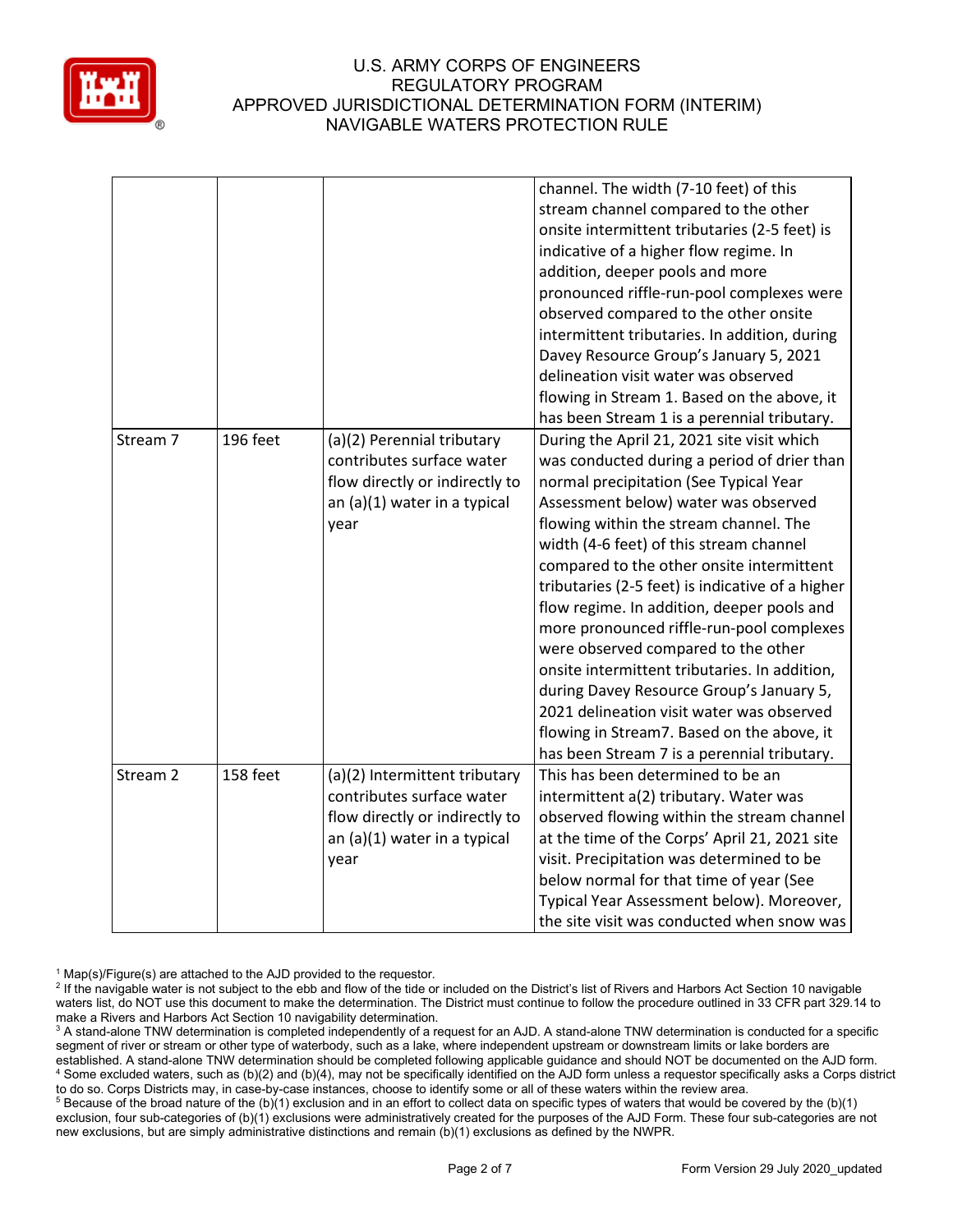| | | | |
|---|---|---|---|
| | | | channel. The width (7-10 feet) of this stream channel compared to the other onsite intermittent tributaries (2-5 feet) is indicative of a higher flow regime. In addition, deeper pools and more pronounced riffle-run-pool complexes were observed compared to the other onsite intermittent tributaries. In addition, during Davey Resource Group's January 5, 2021 delineation visit water was observed flowing in Stream 1. Based on the above, it has been Stream 1 is a perennial tributary. |
| Stream 7 | 196 feet | (a)(2) Perennial tributary contributes surface water flow directly or indirectly to an (a)(1) water in a typical year | During the April 21, 2021 site visit which was conducted during a period of drier than normal precipitation (See Typical Year Assessment below) water was observed flowing within the stream channel. The width (4-6 feet) of this stream channel compared to the other onsite intermittent tributaries (2-5 feet) is indicative of a higher flow regime. In addition, deeper pools and more pronounced riffle-run-pool complexes were observed compared to the other onsite intermittent tributaries. In addition, during Davey Resource Group's January 5, 2021 delineation visit water was observed flowing in Stream7. Based on the above, it has been Stream 7 is a perennial tributary. |
| Stream 2 | 158 feet | (a)(2) Intermittent tributary contributes surface water flow directly or indirectly to an (a)(1) water in a typical year | This has been determined to be an intermittent a(2) tributary. Water was observed flowing within the stream channel at the time of the Corps' April 21, 2021 site visit. Precipitation was determined to be below normal for that time of year (See Typical Year Assessment below). Moreover, the site visit was conducted when snow was |

[1] Map(s)/Figure(s) are attached to the AJD provided to the requestor.
[2] If the navigable water is not subject to the ebb and flow of the tide or included on the District's list of Rivers and Harbors Act Section 10 navigable waters list, do NOT use this document to make the determination. The District must continue to follow the procedure outlined in 33 CFR part 329.14 to make a Rivers and Harbors Act Section 10 navigability determination.
[3] A stand-alone TNW determination is completed independently of a request for an AJD. A stand-alone TNW determination is conducted for a specific segment of river or stream or other type of waterbody, such as a lake, where independent upstream or downstream limits or lake borders are established. A stand-alone TNW determination should be completed following applicable guidance and should NOT be documented on the AJD form.
[4] Some excluded waters, such as (b)(2) and (b)(4), may not be specifically identified on the AJD form unless a requestor specifically asks a Corps district to do so. Corps Districts may, in case-by-case instances, choose to identify some or all of these waters within the review area.
[5] Because of the broad nature of the (b)(1) exclusion and in an effort to collect data on specific types of waters that would be covered by the (b)(1) exclusion, four sub-categories of (b)(1) exclusions were administratively created for the purposes of the AJD Form. These four sub-categories are not new exclusions, but are simply administrative distinctions and remain (b)(1) exclusions as defined by the NWPR.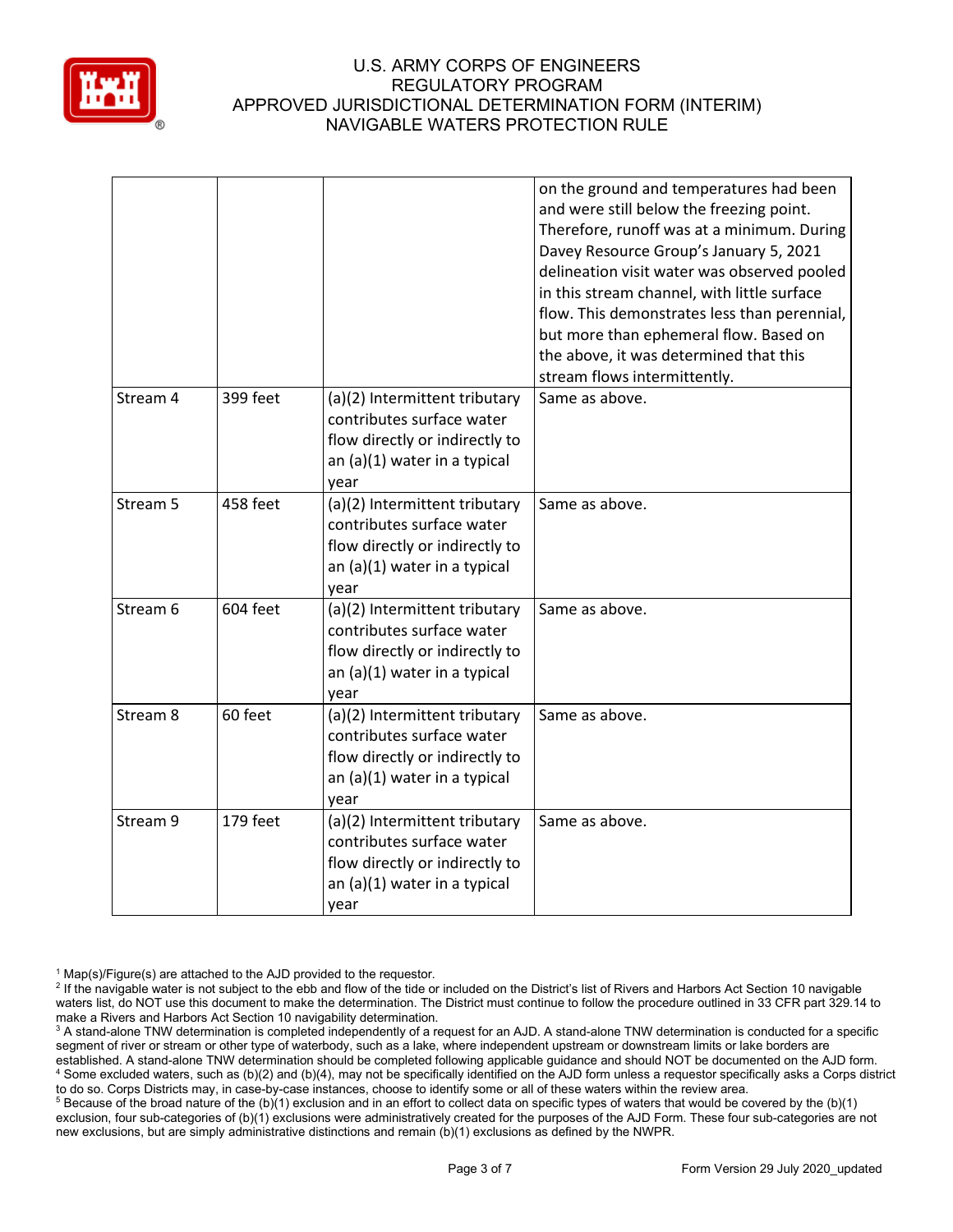|  |  |  | on the ground and temperatures had been and were still below the freezing point. Therefore, runoff was at a minimum. During Davey Resource Group's January 5, 2021 delineation visit water was observed pooled in this stream channel, with little surface flow. This demonstrates less than perennial, but more than ephemeral flow. Based on the above, it was determined that this stream flows intermittently. |
|---|---|---|---|
| Stream 4 | 399 feet | (a)(2) Intermittent tributary contributes surface water flow directly or indirectly to an (a)(1) water in a typical year | Same as above. |
| Stream 5 | 458 feet | (a)(2) Intermittent tributary contributes surface water flow directly or indirectly to an (a)(1) water in a typical year | Same as above. |
| Stream 6 | 604 feet | (a)(2) Intermittent tributary contributes surface water flow directly or indirectly to an (a)(1) water in a typical year | Same as above. |
| Stream 8 | 60 feet | (a)(2) Intermittent tributary contributes surface water flow directly or indirectly to an (a)(1) water in a typical year | Same as above. |
| Stream 9 | 179 feet | (a)(2) Intermittent tributary contributes surface water flow directly or indirectly to an (a)(1) water in a typical year | Same as above. |

[1] Map(s)/Figure(s) are attached to the AJD provided to the requestor.

[2] If the navigable water is not subject to the ebb and flow of the tide or included on the District's list of Rivers and Harbors Act Section 10 navigable waters list, do NOT use this document to make the determination. The District must continue to follow the procedure outlined in 33 CFR part 329.14 to make a Rivers and Harbors Act Section 10 navigability determination.

[3] A stand-alone TNW determination is completed independently of a request for an AJD. A stand-alone TNW determination is conducted for a specific segment of river or stream or other type of waterbody, such as a lake, where independent upstream or downstream limits or lake borders are established. A stand-alone TNW determination should be completed following applicable guidance and should NOT be documented on the AJD form.

[4] Some excluded waters, such as (b)(2) and (b)(4), may not be specifically identified on the AJD form unless a requestor specifically asks a Corps district to do so. Corps Districts may, in case-by-case instances, choose to identify some or all of these waters within the review area.

[5] Because of the broad nature of the (b)(1) exclusion and in an effort to collect data on specific types of waters that would be covered by the (b)(1) exclusion, four sub-categories of (b)(1) exclusions were administratively created for the purposes of the AJD Form. These four sub-categories are not new exclusions, but are simply administrative distinctions and remain (b)(1) exclusions as defined by the NWPR.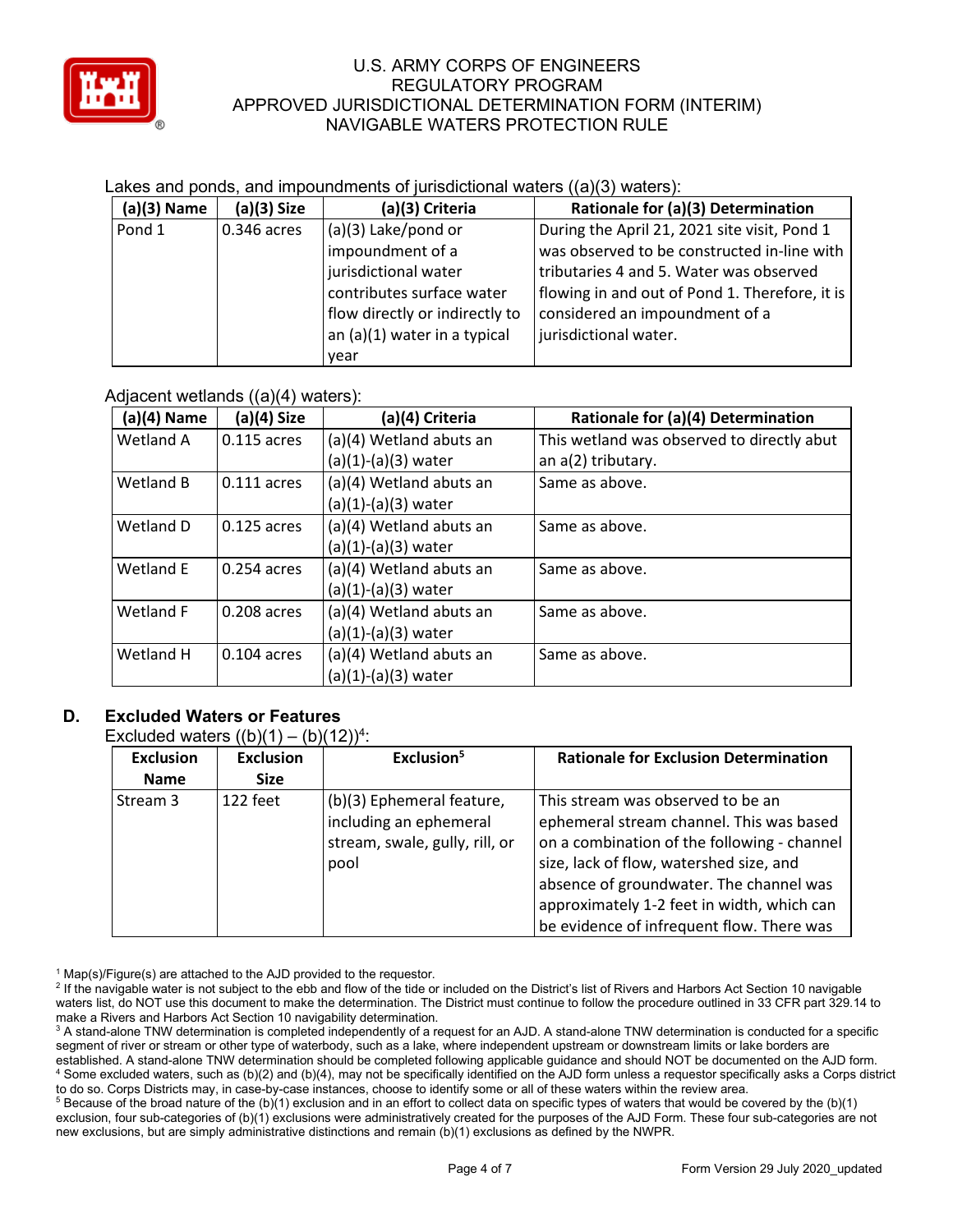Lakes and ponds, and impoundments of jurisdictional waters ((a)(3) waters):

| (a)(3) Name | (a)(3) Size | (a)(3) Criteria | Rationale for (a)(3) Determination |
|---|---|---|---|
| Pond 1 | 0.346 acres | (a)(3) Lake/pond or impoundment of a jurisdictional water contributes surface water flow directly or indirectly to an (a)(1) water in a typical year | During the April 21, 2021 site visit, Pond 1 was observed to be constructed in-line with tributaries 4 and 5. Water was observed flowing in and out of Pond 1. Therefore, it is considered an impoundment of a jurisdictional water. |

Adjacent wetlands ((a)(4) waters):

| (a)(4) Name | (a)(4) Size | (a)(4) Criteria | Rationale for (a)(4) Determination |
|---|---|---|---|
| Wetland A | 0.115 acres | (a)(4) Wetland abuts an (a)(1)-(a)(3) water | This wetland was observed to directly abut an a(2) tributary. |
| Wetland B | 0.111 acres | (a)(4) Wetland abuts an (a)(1)-(a)(3) water | Same as above. |
| Wetland D | 0.125 acres | (a)(4) Wetland abuts an (a)(1)-(a)(3) water | Same as above. |
| Wetland E | 0.254 acres | (a)(4) Wetland abuts an (a)(1)-(a)(3) water | Same as above. |
| Wetland F | 0.208 acres | (a)(4) Wetland abuts an (a)(1)-(a)(3) water | Same as above. |
| Wetland H | 0.104 acres | (a)(4) Wetland abuts an (a)(1)-(a)(3) water | Same as above. |

## D. Excluded Waters or Features

Excluded waters ((b)(1) – (b)(12))[4]:

| Exclusion Name | Exclusion Size | Exclusion[5] | Rationale for Exclusion Determination |
|---|---|---|---|
| Stream 3 | 122 feet | (b)(3) Ephemeral feature, including an ephemeral stream, swale, gully, rill, or pool | This stream was observed to be an ephemeral stream channel. This was based on a combination of the following - channel size, lack of flow, watershed size, and absence of groundwater. The channel was approximately 1-2 feet in width, which can be evidence of infrequent flow. There was |

[1] Map(s)/Figure(s) are attached to the AJD provided to the requestor.

[2] If the navigable water is not subject to the ebb and flow of the tide or included on the District's list of Rivers and Harbors Act Section 10 navigable waters list, do NOT use this document to make the determination. The District must continue to follow the procedure outlined in 33 CFR part 329.14 to make a Rivers and Harbors Act Section 10 navigability determination.

[3] A stand-alone TNW determination is completed independently of a request for an AJD. A stand-alone TNW determination is conducted for a specific segment of river or stream or other type of waterbody, such as a lake, where independent upstream or downstream limits or lake borders are established. A stand-alone TNW determination should be completed following applicable guidance and should NOT be documented on the AJD form.

[4] Some excluded waters, such as (b)(2) and (b)(4), may not be specifically identified on the AJD form unless a requestor specifically asks a Corps district to do so. Corps Districts may, in case-by-case instances, choose to identify some or all of these waters within the review area.

[5] Because of the broad nature of the (b)(1) exclusion and in an effort to collect data on specific types of waters that would be covered by the (b)(1) exclusion, four sub-categories of (b)(1) exclusions were administratively created for the purposes of the AJD Form. These four sub-categories are not new exclusions, but are simply administrative distinctions and remain (b)(1) exclusions as defined by the NWPR.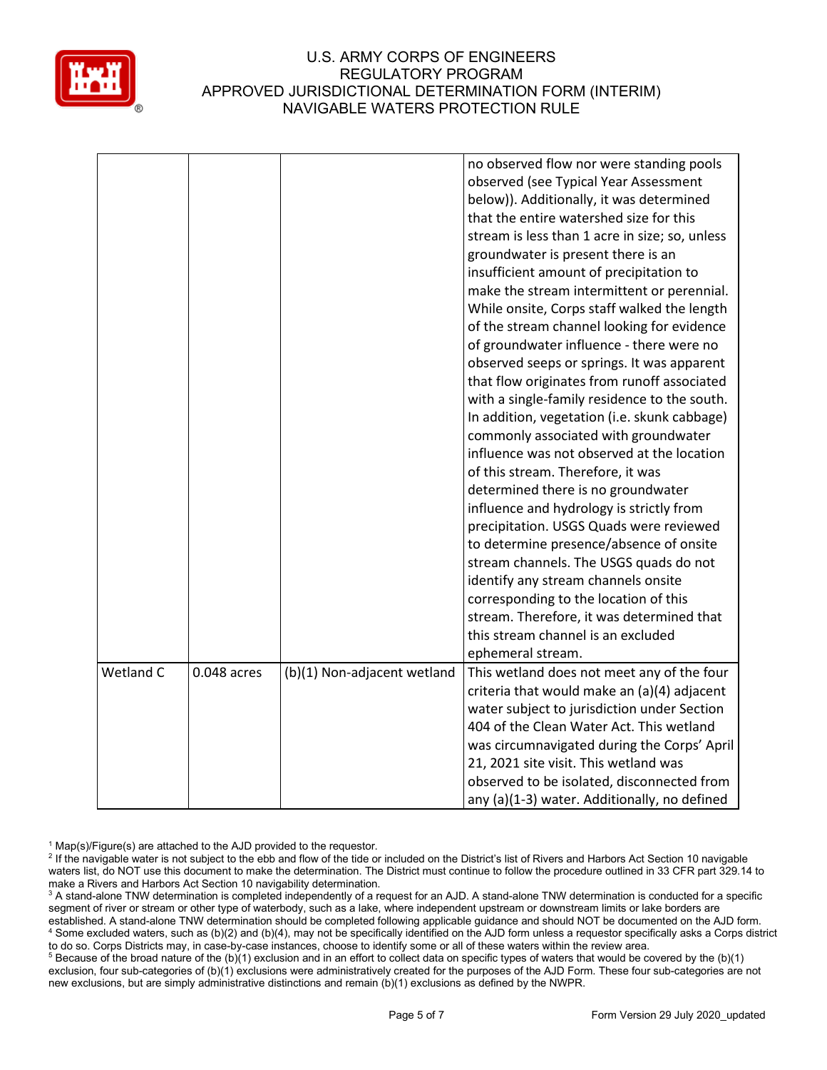| | | | |
|---|---|---|---|
| | | | no observed flow nor were standing pools observed (see Typical Year Assessment below)). Additionally, it was determined that the entire watershed size for this stream is less than 1 acre in size; so, unless groundwater is present there is an insufficient amount of precipitation to make the stream intermittent or perennial. While onsite, Corps staff walked the length of the stream channel looking for evidence of groundwater influence - there were no observed seeps or springs. It was apparent that flow originates from runoff associated with a single-family residence to the south. In addition, vegetation (i.e. skunk cabbage) commonly associated with groundwater influence was not observed at the location of this stream. Therefore, it was determined there is no groundwater influence and hydrology is strictly from precipitation. USGS Quads were reviewed to determine presence/absence of onsite stream channels. The USGS quads do not identify any stream channels onsite corresponding to the location of this stream. Therefore, it was determined that this stream channel is an excluded ephemeral stream. |
| Wetland C | 0.048 acres | (b)(1) Non-adjacent wetland | This wetland does not meet any of the four criteria that would make an (a)(4) adjacent water subject to jurisdiction under Section 404 of the Clean Water Act. This wetland was circumnavigated during the Corps' April 21, 2021 site visit. This wetland was observed to be isolated, disconnected from any (a)(1-3) water. Additionally, no defined |

[1] Map(s)/Figure(s) are attached to the AJD provided to the requestor.

[2] If the navigable water is not subject to the ebb and flow of the tide or included on the District's list of Rivers and Harbors Act Section 10 navigable waters list, do NOT use this document to make the determination. The District must continue to follow the procedure outlined in 33 CFR part 329.14 to make a Rivers and Harbors Act Section 10 navigability determination.

[3] A stand-alone TNW determination is completed independently of a request for an AJD. A stand-alone TNW determination is conducted for a specific segment of river or stream or other type of waterbody, such as a lake, where independent upstream or downstream limits or lake borders are established. A stand-alone TNW determination should be completed following applicable guidance and should NOT be documented on the AJD form.

[4] Some excluded waters, such as (b)(2) and (b)(4), may not be specifically identified on the AJD form unless a requestor specifically asks a Corps district to do so. Corps Districts may, in case-by-case instances, choose to identify some or all of these waters within the review area.

[5] Because of the broad nature of the (b)(1) exclusion and in an effort to collect data on specific types of waters that would be covered by the (b)(1) exclusion, four sub-categories of (b)(1) exclusions were administratively created for the purposes of the AJD Form. These four sub-categories are not new exclusions, but are simply administrative distinctions and remain (b)(1) exclusions as defined by the NWPR.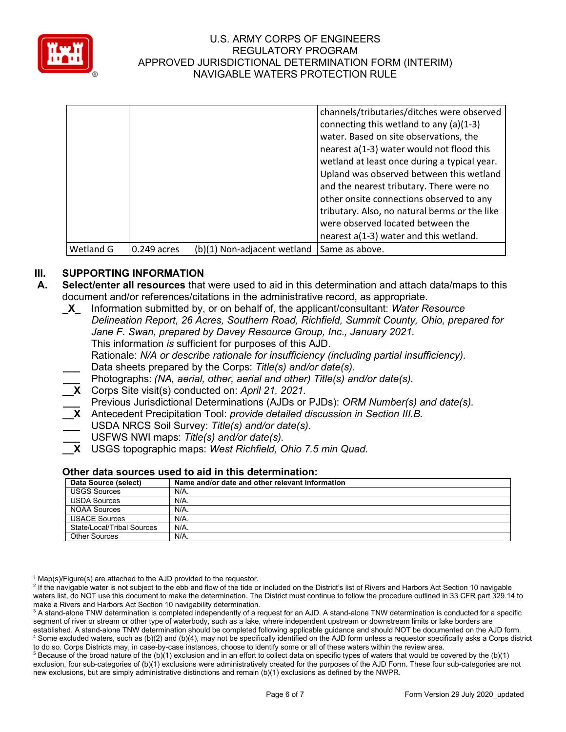| | | | |
|---|---|---|---|
| | | | channels/tributaries/ditches were observed connecting this wetland to any (a)(1-3) water. Based on site observations, the nearest a(1-3) water would not flood this wetland at least once during a typical year. Upland was observed between this wetland and the nearest tributary. There were no other onsite connections observed to any tributary. Also, no natural berms or the like were observed located between the nearest a(1-3) water and this wetland. |
| Wetland G | 0.249 acres | (b)(1) Non-adjacent wetland | Same as above. |

## III. SUPPORTING INFORMATION

**A. Select/enter all resources** that were used to aid in this determination and attach data/maps to this document and/or references/citations in the administrative record, as appropriate.

_X_ Information submitted by, or on behalf of, the applicant/consultant: *Water Resource Delineation Report, 26 Acres, Southern Road, Richfield, Summit County, Ohio, prepared for Jane F. Swan, prepared by Davey Resource Group, Inc., January 2021.*
This information *is* sufficient for purposes of this AJD.
Rationale: *N/A or describe rationale for insufficiency (including partial insufficiency).*

___ Data sheets prepared by the Corps: *Title(s) and/or date(s).*

___ Photographs: *(NA, aerial, other, aerial and other) Title(s) and/or date(s).*

__X Corps Site visit(s) conducted on: *April 21, 2021.*

___ Previous Jurisdictional Determinations (AJDs or PJDs): *ORM Number(s) and date(s).*

__X Antecedent Precipitation Tool: *provide detailed discussion in Section III.B.*

___ USDA NRCS Soil Survey: *Title(s) and/or date(s).*

___ USFWS NWI maps: *Title(s) and/or date(s).*

__X USGS topographic maps: *West Richfield, Ohio 7.5 min Quad.*

### Other data sources used to aid in this determination:

| Data Source (select) | Name and/or date and other relevant information |
|---|---|
| USGS Sources | N/A. |
| USDA Sources | N/A. |
| NOAA Sources | N/A. |
| USACE Sources | N/A. |
| State/Local/Tribal Sources | N/A. |
| Other Sources | N/A. |

[1] Map(s)/Figure(s) are attached to the AJD provided to the requestor.
[2] If the navigable water is not subject to the ebb and flow of the tide or included on the District's list of Rivers and Harbors Act Section 10 navigable waters list, do NOT use this document to make the determination. The District must continue to follow the procedure outlined in 33 CFR part 329.14 to make a Rivers and Harbors Act Section 10 navigability determination.
[3] A stand-alone TNW determination is completed independently of a request for an AJD. A stand-alone TNW determination is conducted for a specific segment of river or stream or other type of waterbody, such as a lake, where independent upstream or downstream limits or lake borders are established. A stand-alone TNW determination should be completed following applicable guidance and should NOT be documented on the AJD form.
[4] Some excluded waters, such as (b)(2) and (b)(4), may not be specifically identified on the AJD form unless a requestor specifically asks a Corps district to do so. Corps Districts may, in case-by-case instances, choose to identify some or all of these waters within the review area.
[5] Because of the broad nature of the (b)(1) exclusion and in an effort to collect data on specific types of waters that would be covered by the (b)(1) exclusion, four sub-categories of (b)(1) exclusions were administratively created for the purposes of the AJD Form. These four sub-categories are not new exclusions, but are simply administrative distinctions and remain (b)(1) exclusions as defined by the NWPR.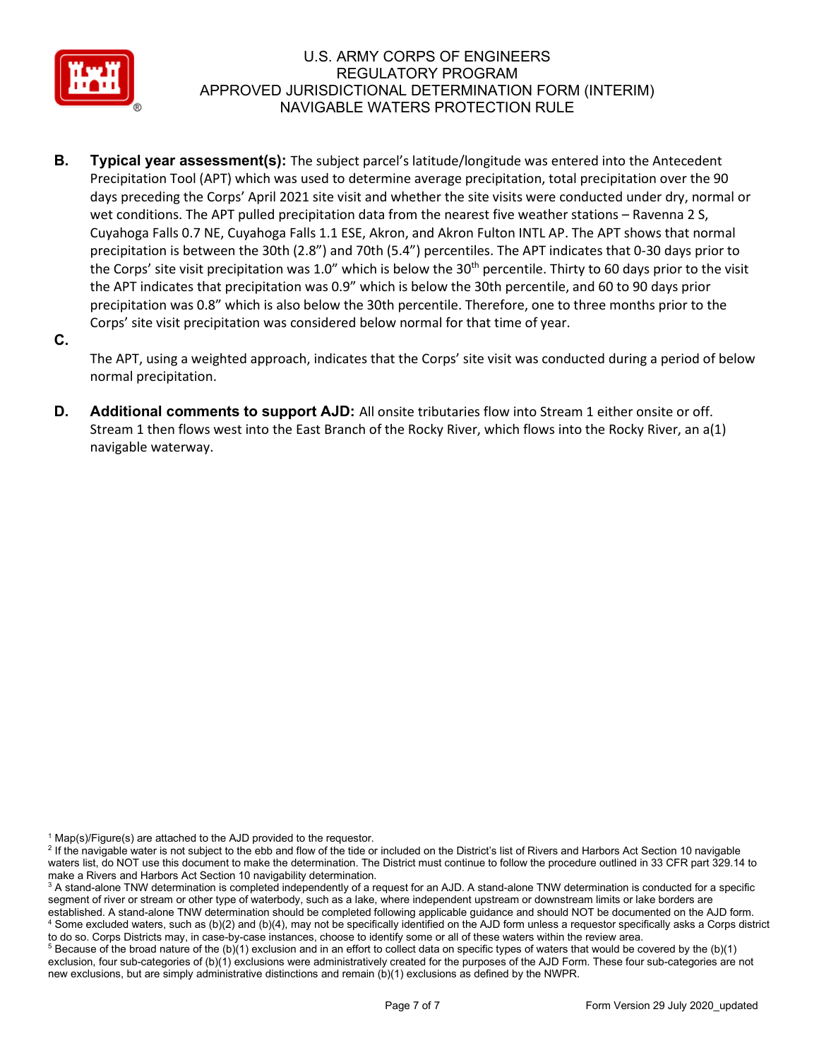**B. Typical year assessment(s):** The subject parcel's latitude/longitude was entered into the Antecedent Precipitation Tool (APT) which was used to determine average precipitation, total precipitation over the 90 days preceding the Corps' April 2021 site visit and whether the site visits were conducted under dry, normal or wet conditions. The APT pulled precipitation data from the nearest five weather stations – Ravenna 2 S, Cuyahoga Falls 0.7 NE, Cuyahoga Falls 1.1 ESE, Akron, and Akron Fulton INTL AP. The APT shows that normal precipitation is between the 30th (2.8") and 70th (5.4") percentiles. The APT indicates that 0-30 days prior to the Corps' site visit precipitation was 1.0" which is below the 30th percentile. Thirty to 60 days prior to the visit the APT indicates that precipitation was 0.9" which is below the 30th percentile, and 60 to 90 days prior precipitation was 0.8" which is also below the 30th percentile. Therefore, one to three months prior to the Corps' site visit precipitation was considered below normal for that time of year.

**C.**

The APT, using a weighted approach, indicates that the Corps' site visit was conducted during a period of below normal precipitation.

**D. Additional comments to support AJD:** All onsite tributaries flow into Stream 1 either onsite or off. Stream 1 then flows west into the East Branch of the Rocky River, which flows into the Rocky River, an a(1) navigable waterway.

[1] Map(s)/Figure(s) are attached to the AJD provided to the requestor.

[2] If the navigable water is not subject to the ebb and flow of the tide or included on the District's list of Rivers and Harbors Act Section 10 navigable waters list, do NOT use this document to make the determination. The District must continue to follow the procedure outlined in 33 CFR part 329.14 to make a Rivers and Harbors Act Section 10 navigability determination.

[3] A stand-alone TNW determination is completed independently of a request for an AJD. A stand-alone TNW determination is conducted for a specific segment of river or stream or other type of waterbody, such as a lake, where independent upstream or downstream limits or lake borders are established. A stand-alone TNW determination should be completed following applicable guidance and should NOT be documented on the AJD form.

[4] Some excluded waters, such as (b)(2) and (b)(4), may not be specifically identified on the AJD form unless a requestor specifically asks a Corps district to do so. Corps Districts may, in case-by-case instances, choose to identify some or all of these waters within the review area.

[5] Because of the broad nature of the (b)(1) exclusion and in an effort to collect data on specific types of waters that would be covered by the (b)(1) exclusion, four sub-categories of (b)(1) exclusions were administratively created for the purposes of the AJD Form. These four sub-categories are not new exclusions, but are simply administrative distinctions and remain (b)(1) exclusions as defined by the NWPR.